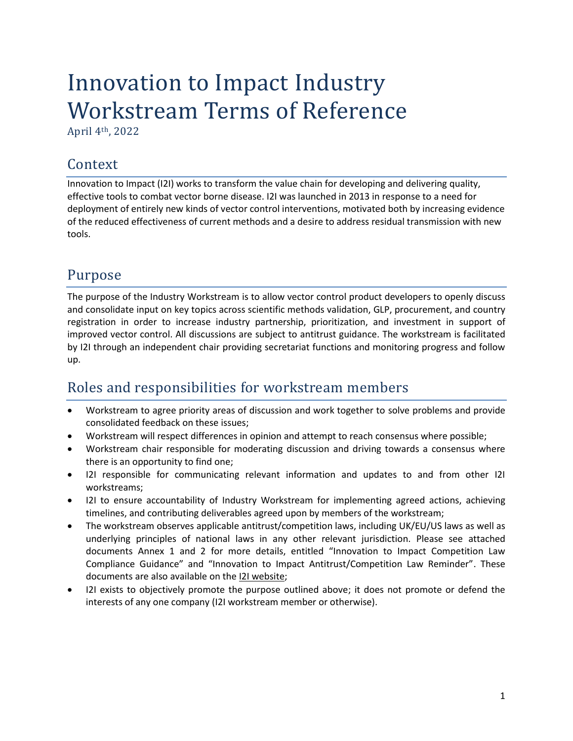# Innovation to Impact Industry Workstream Terms of Reference

April 4th, 2022

## Context

Innovation to Impact (I2I) works to transform the value chain for developing and delivering quality, effective tools to combat vector borne disease. I2I was launched in 2013 in response to a need for deployment of entirely new kinds of vector control interventions, motivated both by increasing evidence of the reduced effectiveness of current methods and a desire to address residual transmission with new tools.

## Purpose

The purpose of the Industry Workstream is to allow vector control product developers to openly discuss and consolidate input on key topics across scientific methods validation, GLP, procurement, and country registration in order to increase industry partnership, prioritization, and investment in support of improved vector control. All discussions are subject to antitrust guidance. The workstream is facilitated by I2I through an independent chair providing secretariat functions and monitoring progress and follow up.

## Roles and responsibilities for workstream members

- Workstream to agree priority areas of discussion and work together to solve problems and provide consolidated feedback on these issues;
- Workstream will respect differences in opinion and attempt to reach consensus where possible;
- Workstream chair responsible for moderating discussion and driving towards a consensus where there is an opportunity to find one;
- I2I responsible for communicating relevant information and updates to and from other I2I workstreams;
- I2I to ensure accountability of Industry Workstream for implementing agreed actions, achieving timelines, and contributing deliverables agreed upon by members of the workstream;
- The workstream observes applicable antitrust/competition laws, including UK/EU/US laws as well as underlying principles of national laws in any other relevant jurisdiction. Please see attached documents Annex 1 and 2 for more details, entitled "Innovation to Impact Competition Law Compliance Guidance" and "Innovation to Impact Antitrust/Competition Law Reminder". These documents are also available on the I2I website;
- I2I exists to objectively promote the purpose outlined above; it does not promote or defend the interests of any one company (I2I workstream member or otherwise).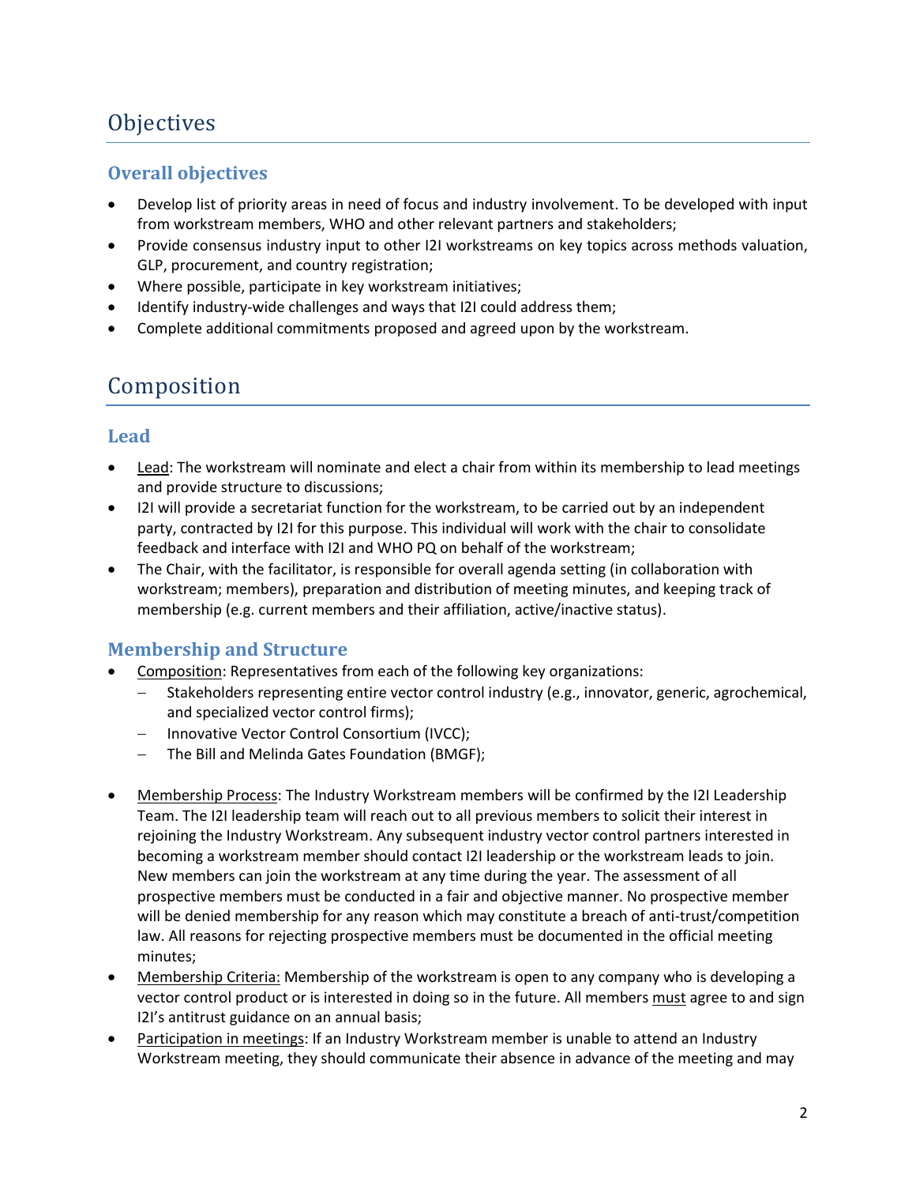# Objectives

## Overall objectives

- Develop list of priority areas in need of focus and industry involvement. To be developed with input from workstream members, WHO and other relevant partners and stakeholders;
- Provide consensus industry input to other I2I workstreams on key topics across methods valuation, GLP, procurement, and country registration;
- Where possible, participate in key workstream initiatives;
- Identify industry-wide challenges and ways that I2I could address them;
- Complete additional commitments proposed and agreed upon by the workstream.

# Composition

## Lead

- Lead: The workstream will nominate and elect a chair from within its membership to lead meetings and provide structure to discussions;
- I2I will provide a secretariat function for the workstream, to be carried out by an independent party, contracted by I2I for this purpose. This individual will work with the chair to consolidate feedback and interface with I2I and WHO PQ on behalf of the workstream;
- The Chair, with the facilitator, is responsible for overall agenda setting (in collaboration with workstream; members), preparation and distribution of meeting minutes, and keeping track of membership (e.g. current members and their affiliation, active/inactive status).

## Membership and Structure

- Composition: Representatives from each of the following key organizations:
  - Stakeholders representing entire vector control industry (e.g., innovator, generic, agrochemical, and specialized vector control firms);
  - Innovative Vector Control Consortium (IVCC);
  - The Bill and Melinda Gates Foundation (BMGF);

- Membership Process: The Industry Workstream members will be confirmed by the I2I Leadership Team. The I2I leadership team will reach out to all previous members to solicit their interest in rejoining the Industry Workstream. Any subsequent industry vector control partners interested in becoming a workstream member should contact I2I leadership or the workstream leads to join. New members can join the workstream at any time during the year. The assessment of all prospective members must be conducted in a fair and objective manner. No prospective member will be denied membership for any reason which may constitute a breach of anti-trust/competition law. All reasons for rejecting prospective members must be documented in the official meeting minutes;
- Membership Criteria: Membership of the workstream is open to any company who is developing a vector control product or is interested in doing so in the future. All members must agree to and sign I2I's antitrust guidance on an annual basis;
- Participation in meetings: If an Industry Workstream member is unable to attend an Industry Workstream meeting, they should communicate their absence in advance of the meeting and may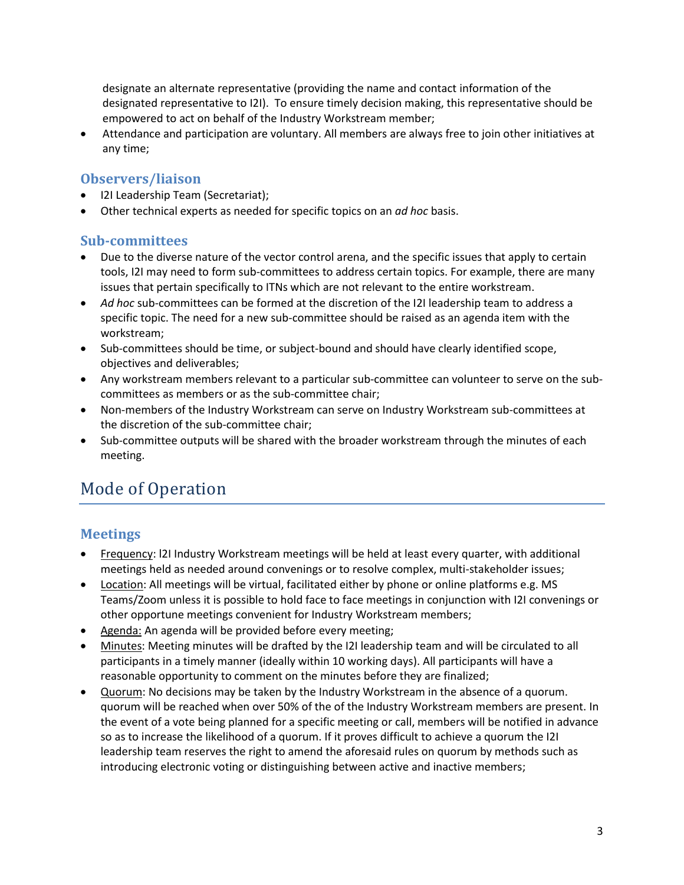designate an alternate representative (providing the name and contact information of the designated representative to I2I). To ensure timely decision making, this representative should be empowered to act on behalf of the Industry Workstream member;
- Attendance and participation are voluntary. All members are always free to join other initiatives at any time;

### Observers/liaison

- I2I Leadership Team (Secretariat);
- Other technical experts as needed for specific topics on an *ad hoc* basis.

### Sub-committees

- Due to the diverse nature of the vector control arena, and the specific issues that apply to certain tools, I2I may need to form sub-committees to address certain topics. For example, there are many issues that pertain specifically to ITNs which are not relevant to the entire workstream.
- *Ad hoc* sub-committees can be formed at the discretion of the I2I leadership team to address a specific topic. The need for a new sub-committee should be raised as an agenda item with the workstream;
- Sub-committees should be time, or subject-bound and should have clearly identified scope, objectives and deliverables;
- Any workstream members relevant to a particular sub-committee can volunteer to serve on the sub-committees as members or as the sub-committee chair;
- Non-members of the Industry Workstream can serve on Industry Workstream sub-committees at the discretion of the sub-committee chair;
- Sub-committee outputs will be shared with the broader workstream through the minutes of each meeting.

## Mode of Operation

### Meetings

- Frequency: I2I Industry Workstream meetings will be held at least every quarter, with additional meetings held as needed around convenings or to resolve complex, multi-stakeholder issues;
- Location: All meetings will be virtual, facilitated either by phone or online platforms e.g. MS Teams/Zoom unless it is possible to hold face to face meetings in conjunction with I2I convenings or other opportune meetings convenient for Industry Workstream members;
- Agenda: An agenda will be provided before every meeting;
- Minutes: Meeting minutes will be drafted by the I2I leadership team and will be circulated to all participants in a timely manner (ideally within 10 working days). All participants will have a reasonable opportunity to comment on the minutes before they are finalized;
- Quorum: No decisions may be taken by the Industry Workstream in the absence of a quorum. quorum will be reached when over 50% of the of the Industry Workstream members are present. In the event of a vote being planned for a specific meeting or call, members will be notified in advance so as to increase the likelihood of a quorum. If it proves difficult to achieve a quorum the I2I leadership team reserves the right to amend the aforesaid rules on quorum by methods such as introducing electronic voting or distinguishing between active and inactive members;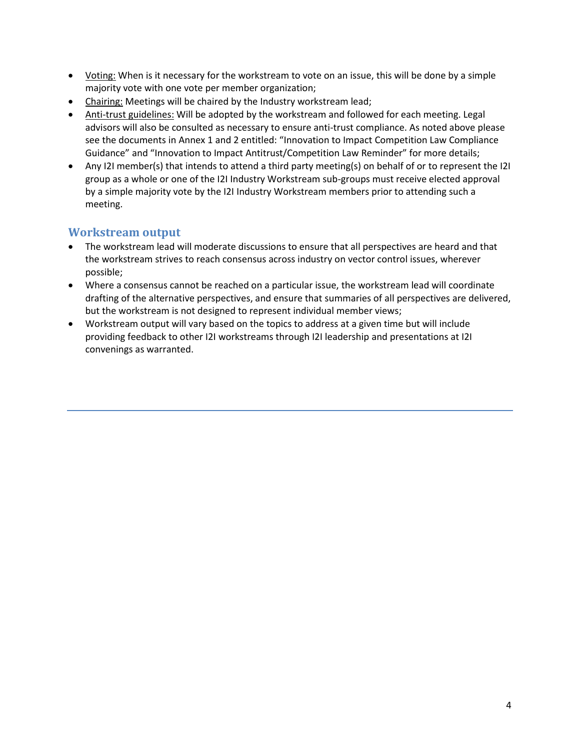- Voting: When is it necessary for the workstream to vote on an issue, this will be done by a simple majority vote with one vote per member organization;
- Chairing: Meetings will be chaired by the Industry workstream lead;
- Anti-trust guidelines: Will be adopted by the workstream and followed for each meeting. Legal advisors will also be consulted as necessary to ensure anti-trust compliance. As noted above please see the documents in Annex 1 and 2 entitled: "Innovation to Impact Competition Law Compliance Guidance" and "Innovation to Impact Antitrust/Competition Law Reminder" for more details;
- Any I2I member(s) that intends to attend a third party meeting(s) on behalf of or to represent the I2I group as a whole or one of the I2I Industry Workstream sub-groups must receive elected approval by a simple majority vote by the I2I Industry Workstream members prior to attending such a meeting.

## Workstream output

- The workstream lead will moderate discussions to ensure that all perspectives are heard and that the workstream strives to reach consensus across industry on vector control issues, wherever possible;
- Where a consensus cannot be reached on a particular issue, the workstream lead will coordinate drafting of the alternative perspectives, and ensure that summaries of all perspectives are delivered, but the workstream is not designed to represent individual member views;
- Workstream output will vary based on the topics to address at a given time but will include providing feedback to other I2I workstreams through I2I leadership and presentations at I2I convenings as warranted.